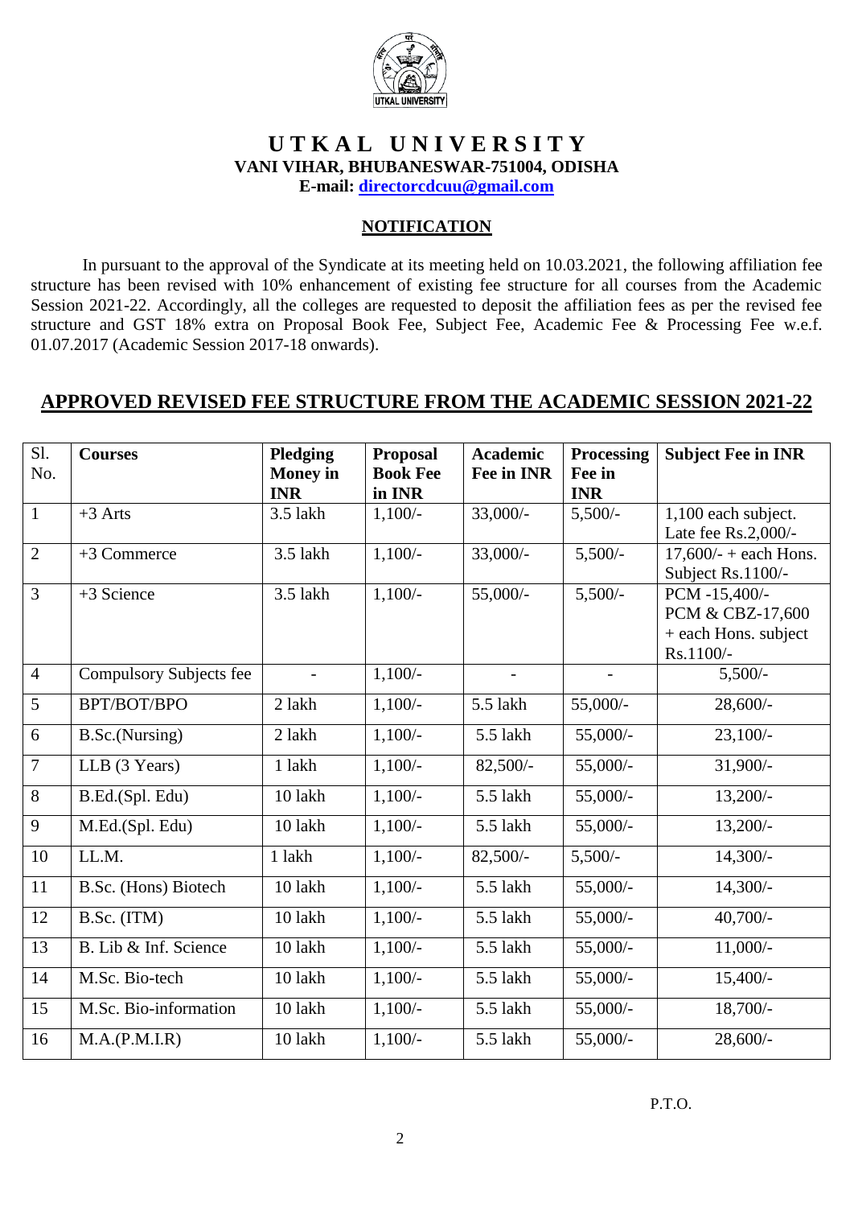# U T K A L   U N I V E R S I T Y

**VANI VIHAR, BHUBANESWAR-751004, ODISHA**

**E-mail: directorcdcuu@gmail.com**

## NOTIFICATION

In pursuant to the approval of the Syndicate at its meeting held on 10.03.2021, the following affiliation fee structure has been revised with 10% enhancement of existing fee structure for all courses from the Academic Session 2021-22. Accordingly, all the colleges are requested to deposit the affiliation fees as per the revised fee structure and GST 18% extra on Proposal Book Fee, Subject Fee, Academic Fee & Processing Fee w.e.f. 01.07.2017 (Academic Session 2017-18 onwards).

## APPROVED REVISED FEE STRUCTURE FROM THE ACADEMIC SESSION 2021-22

| Sl. No. | Courses | Pledging Money in INR | Proposal Book Fee in INR | Academic Fee in INR | Processing Fee in INR | Subject Fee in INR |
|---|---|---|---|---|---|---|
| 1 | +3 Arts | 3.5 lakh | 1,100/- | 33,000/- | 5,500/- | 1,100 each subject. Late fee Rs.2,000/- |
| 2 | +3 Commerce | 3.5 lakh | 1,100/- | 33,000/- | 5,500/- | 17,600/- + each Hons. Subject Rs.1100/- |
| 3 | +3 Science | 3.5 lakh | 1,100/- | 55,000/- | 5,500/- | PCM -15,400/- PCM & CBZ-17,600 + each Hons. subject Rs.1100/- |
| 4 | Compulsory Subjects fee | - | 1,100/- | - | - | 5,500/- |
| 5 | BPT/BOT/BPO | 2 lakh | 1,100/- | 5.5 lakh | 55,000/- | 28,600/- |
| 6 | B.Sc.(Nursing) | 2 lakh | 1,100/- | 5.5 lakh | 55,000/- | 23,100/- |
| 7 | LLB (3 Years) | 1 lakh | 1,100/- | 82,500/- | 55,000/- | 31,900/- |
| 8 | B.Ed.(Spl. Edu) | 10 lakh | 1,100/- | 5.5 lakh | 55,000/- | 13,200/- |
| 9 | M.Ed.(Spl. Edu) | 10 lakh | 1,100/- | 5.5 lakh | 55,000/- | 13,200/- |
| 10 | LL.M. | 1 lakh | 1,100/- | 82,500/- | 5,500/- | 14,300/- |
| 11 | B.Sc. (Hons) Biotech | 10 lakh | 1,100/- | 5.5 lakh | 55,000/- | 14,300/- |
| 12 | B.Sc. (ITM) | 10 lakh | 1,100/- | 5.5 lakh | 55,000/- | 40,700/- |
| 13 | B. Lib & Inf. Science | 10 lakh | 1,100/- | 5.5 lakh | 55,000/- | 11,000/- |
| 14 | M.Sc. Bio-tech | 10 lakh | 1,100/- | 5.5 lakh | 55,000/- | 15,400/- |
| 15 | M.Sc. Bio-information | 10 lakh | 1,100/- | 5.5 lakh | 55,000/- | 18,700/- |
| 16 | M.A.(P.M.I.R) | 10 lakh | 1,100/- | 5.5 lakh | 55,000/- | 28,600/- |

P.T.O.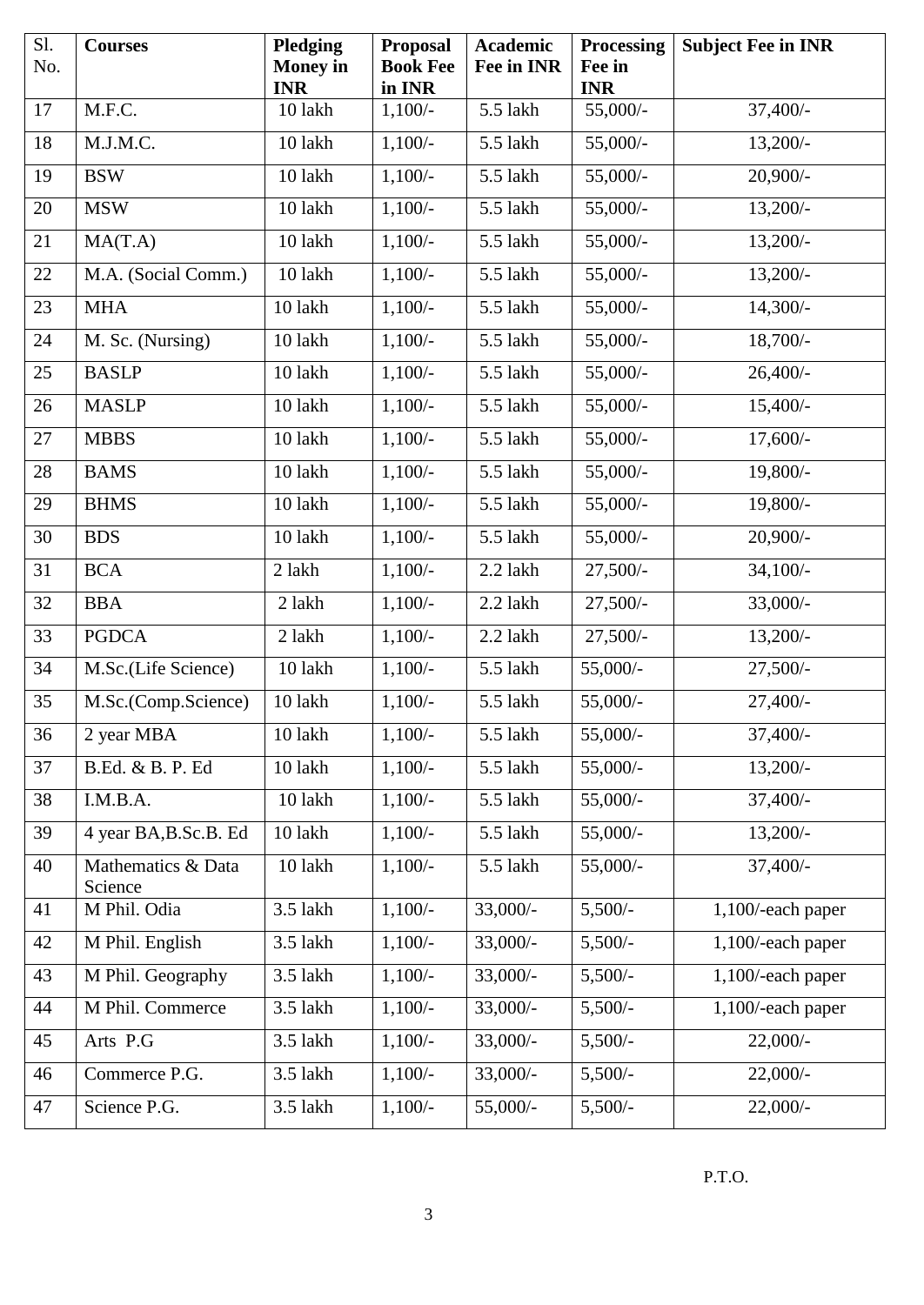| Sl. No. | Courses | Pledging Money in INR | Proposal Book Fee in INR | Academic Fee in INR | Processing Fee in INR | Subject Fee in INR |
|---|---|---|---|---|---|---|
| 17 | M.F.C. | 10 lakh | 1,100/- | 5.5 lakh | 55,000/- | 37,400/- |
| 18 | M.J.M.C. | 10 lakh | 1,100/- | 5.5 lakh | 55,000/- | 13,200/- |
| 19 | BSW | 10 lakh | 1,100/- | 5.5 lakh | 55,000/- | 20,900/- |
| 20 | MSW | 10 lakh | 1,100/- | 5.5 lakh | 55,000/- | 13,200/- |
| 21 | MA(T.A) | 10 lakh | 1,100/- | 5.5 lakh | 55,000/- | 13,200/- |
| 22 | M.A. (Social Comm.) | 10 lakh | 1,100/- | 5.5 lakh | 55,000/- | 13,200/- |
| 23 | MHA | 10 lakh | 1,100/- | 5.5 lakh | 55,000/- | 14,300/- |
| 24 | M. Sc. (Nursing) | 10 lakh | 1,100/- | 5.5 lakh | 55,000/- | 18,700/- |
| 25 | BASLP | 10 lakh | 1,100/- | 5.5 lakh | 55,000/- | 26,400/- |
| 26 | MASLP | 10 lakh | 1,100/- | 5.5 lakh | 55,000/- | 15,400/- |
| 27 | MBBS | 10 lakh | 1,100/- | 5.5 lakh | 55,000/- | 17,600/- |
| 28 | BAMS | 10 lakh | 1,100/- | 5.5 lakh | 55,000/- | 19,800/- |
| 29 | BHMS | 10 lakh | 1,100/- | 5.5 lakh | 55,000/- | 19,800/- |
| 30 | BDS | 10 lakh | 1,100/- | 5.5 lakh | 55,000/- | 20,900/- |
| 31 | BCA | 2 lakh | 1,100/- | 2.2 lakh | 27,500/- | 34,100/- |
| 32 | BBA | 2 lakh | 1,100/- | 2.2 lakh | 27,500/- | 33,000/- |
| 33 | PGDCA | 2 lakh | 1,100/- | 2.2 lakh | 27,500/- | 13,200/- |
| 34 | M.Sc.(Life Science) | 10 lakh | 1,100/- | 5.5 lakh | 55,000/- | 27,500/- |
| 35 | M.Sc.(Comp.Science) | 10 lakh | 1,100/- | 5.5 lakh | 55,000/- | 27,400/- |
| 36 | 2 year MBA | 10 lakh | 1,100/- | 5.5 lakh | 55,000/- | 37,400/- |
| 37 | B.Ed. & B. P. Ed | 10 lakh | 1,100/- | 5.5 lakh | 55,000/- | 13,200/- |
| 38 | I.M.B.A. | 10 lakh | 1,100/- | 5.5 lakh | 55,000/- | 37,400/- |
| 39 | 4 year BA,B.Sc.B. Ed | 10 lakh | 1,100/- | 5.5 lakh | 55,000/- | 13,200/- |
| 40 | Mathematics & Data Science | 10 lakh | 1,100/- | 5.5 lakh | 55,000/- | 37,400/- |
| 41 | M Phil. Odia | 3.5 lakh | 1,100/- | 33,000/- | 5,500/- | 1,100/-each paper |
| 42 | M Phil. English | 3.5 lakh | 1,100/- | 33,000/- | 5,500/- | 1,100/-each paper |
| 43 | M Phil. Geography | 3.5 lakh | 1,100/- | 33,000/- | 5,500/- | 1,100/-each paper |
| 44 | M Phil. Commerce | 3.5 lakh | 1,100/- | 33,000/- | 5,500/- | 1,100/-each paper |
| 45 | Arts P.G | 3.5 lakh | 1,100/- | 33,000/- | 5,500/- | 22,000/- |
| 46 | Commerce P.G. | 3.5 lakh | 1,100/- | 33,000/- | 5,500/- | 22,000/- |
| 47 | Science P.G. | 3.5 lakh | 1,100/- | 55,000/- | 5,500/- | 22,000/- |

P.T.O.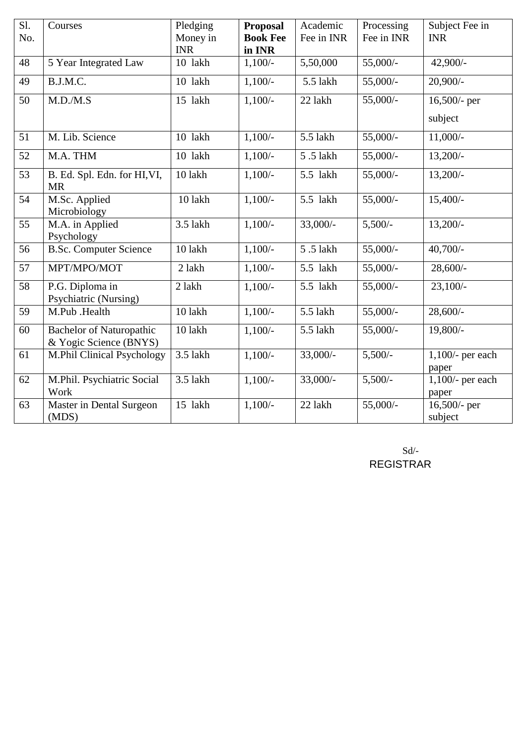| Sl. No. | Courses | Pledging Money in INR | **Proposal Book Fee in INR** | Academic Fee in INR | Processing Fee in INR | Subject Fee in INR |
|---|---|---|---|---|---|---|
| 48 | 5 Year Integrated Law | 10 lakh | 1,100/- | 5,50,000 | 55,000/- | 42,900/- |
| 49 | B.J.M.C. | 10 lakh | 1,100/- | 5.5 lakh | 55,000/- | 20,900/- |
| 50 | M.D./M.S | 15 lakh | 1,100/- | 22 lakh | 55,000/- | 16,500/- per subject |
| 51 | M. Lib. Science | 10 lakh | 1,100/- | 5.5 lakh | 55,000/- | 11,000/- |
| 52 | M.A. THM | 10 lakh | 1,100/- | 5 .5 lakh | 55,000/- | 13,200/- |
| 53 | B. Ed. Spl. Edn. for HI,VI, MR | 10 lakh | 1,100/- | 5.5 lakh | 55,000/- | 13,200/- |
| 54 | M.Sc. Applied Microbiology | 10 lakh | 1,100/- | 5.5 lakh | 55,000/- | 15,400/- |
| 55 | M.A. in Applied Psychology | 3.5 lakh | 1,100/- | 33,000/- | 5,500/- | 13,200/- |
| 56 | B.Sc. Computer Science | 10 lakh | 1,100/- | 5 .5 lakh | 55,000/- | 40,700/- |
| 57 | MPT/MPO/MOT | 2 lakh | 1,100/- | 5.5 lakh | 55,000/- | 28,600/- |
| 58 | P.G. Diploma in Psychiatric (Nursing) | 2 lakh | 1,100/- | 5.5 lakh | 55,000/- | 23,100/- |
| 59 | M.Pub .Health | 10 lakh | 1,100/- | 5.5 lakh | 55,000/- | 28,600/- |
| 60 | Bachelor of Naturopathic & Yogic Science (BNYS) | 10 lakh | 1,100/- | 5.5 lakh | 55,000/- | 19,800/- |
| 61 | M.Phil Clinical Psychology | 3.5 lakh | 1,100/- | 33,000/- | 5,500/- | 1,100/- per each paper |
| 62 | M.Phil. Psychiatric Social Work | 3.5 lakh | 1,100/- | 33,000/- | 5,500/- | 1,100/- per each paper |
| 63 | Master in Dental Surgeon (MDS) | 15 lakh | 1,100/- | 22 lakh | 55,000/- | 16,500/- per subject |

Sd/-
REGISTRAR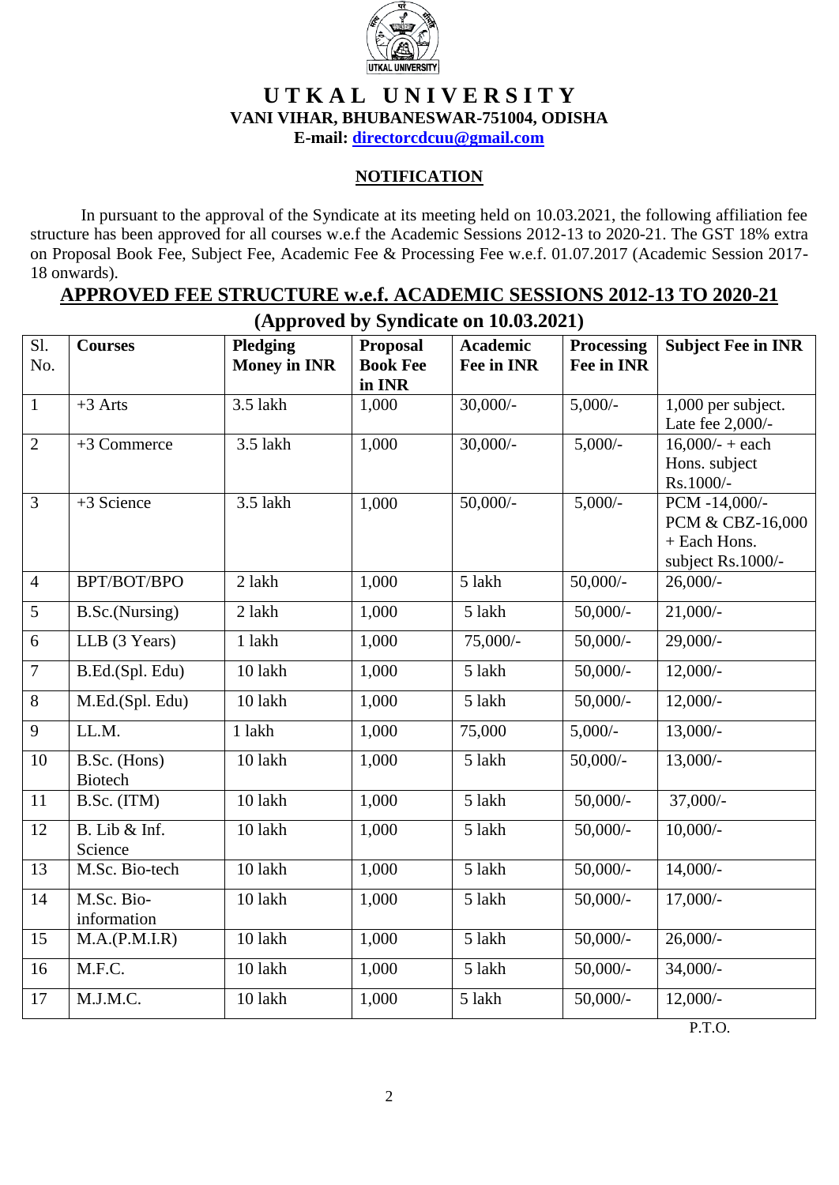# UTKAL UNIVERSITY

**VANI VIHAR, BHUBANESWAR-751004, ODISHA**

**E-mail: directorcdcuu@gmail.com**

## NOTIFICATION

In pursuant to the approval of the Syndicate at its meeting held on 10.03.2021, the following affiliation fee structure has been approved for all courses w.e.f the Academic Sessions 2012-13 to 2020-21. The GST 18% extra on Proposal Book Fee, Subject Fee, Academic Fee & Processing Fee w.e.f. 01.07.2017 (Academic Session 2017-18 onwards).

## APPROVED FEE STRUCTURE w.e.f. ACADEMIC SESSIONS 2012-13 TO 2020-21

### (Approved by Syndicate on 10.03.2021)

| Sl. No. | Courses | Pledging Money in INR | Proposal Book Fee in INR | Academic Fee in INR | Processing Fee in INR | Subject Fee in INR |
|---|---|---|---|---|---|---|
| 1 | +3 Arts | 3.5 lakh | 1,000 | 30,000/- | 5,000/- | 1,000 per subject. Late fee 2,000/- |
| 2 | +3 Commerce | 3.5 lakh | 1,000 | 30,000/- | 5,000/- | 16,000/- + each Hons. subject Rs.1000/- |
| 3 | +3 Science | 3.5 lakh | 1,000 | 50,000/- | 5,000/- | PCM -14,000/- PCM & CBZ-16,000 + Each Hons. subject Rs.1000/- |
| 4 | BPT/BOT/BPO | 2 lakh | 1,000 | 5 lakh | 50,000/- | 26,000/- |
| 5 | B.Sc.(Nursing) | 2 lakh | 1,000 | 5 lakh | 50,000/- | 21,000/- |
| 6 | LLB (3 Years) | 1 lakh | 1,000 | 75,000/- | 50,000/- | 29,000/- |
| 7 | B.Ed.(Spl. Edu) | 10 lakh | 1,000 | 5 lakh | 50,000/- | 12,000/- |
| 8 | M.Ed.(Spl. Edu) | 10 lakh | 1,000 | 5 lakh | 50,000/- | 12,000/- |
| 9 | LL.M. | 1 lakh | 1,000 | 75,000 | 5,000/- | 13,000/- |
| 10 | B.Sc. (Hons) Biotech | 10 lakh | 1,000 | 5 lakh | 50,000/- | 13,000/- |
| 11 | B.Sc. (ITM) | 10 lakh | 1,000 | 5 lakh | 50,000/- | 37,000/- |
| 12 | B. Lib & Inf. Science | 10 lakh | 1,000 | 5 lakh | 50,000/- | 10,000/- |
| 13 | M.Sc. Bio-tech | 10 lakh | 1,000 | 5 lakh | 50,000/- | 14,000/- |
| 14 | M.Sc. Bio-information | 10 lakh | 1,000 | 5 lakh | 50,000/- | 17,000/- |
| 15 | M.A.(P.M.I.R) | 10 lakh | 1,000 | 5 lakh | 50,000/- | 26,000/- |
| 16 | M.F.C. | 10 lakh | 1,000 | 5 lakh | 50,000/- | 34,000/- |
| 17 | M.J.M.C. | 10 lakh | 1,000 | 5 lakh | 50,000/- | 12,000/- |

P.T.O.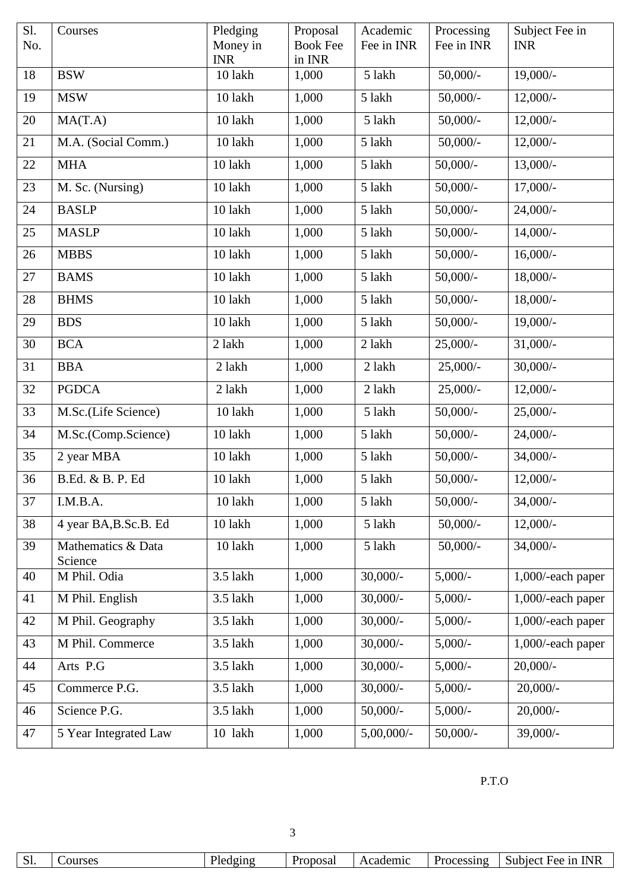| Sl. No. | Courses | Pledging Money in INR | Proposal Book Fee in INR | Academic Fee in INR | Processing Fee in INR | Subject Fee in INR |
|---|---|---|---|---|---|---|
| 18 | BSW | 10 lakh | 1,000 | 5 lakh | 50,000/- | 19,000/- |
| 19 | MSW | 10 lakh | 1,000 | 5 lakh | 50,000/- | 12,000/- |
| 20 | MA(T.A) | 10 lakh | 1,000 | 5 lakh | 50,000/- | 12,000/- |
| 21 | M.A. (Social Comm.) | 10 lakh | 1,000 | 5 lakh | 50,000/- | 12,000/- |
| 22 | MHA | 10 lakh | 1,000 | 5 lakh | 50,000/- | 13,000/- |
| 23 | M. Sc. (Nursing) | 10 lakh | 1,000 | 5 lakh | 50,000/- | 17,000/- |
| 24 | BASLP | 10 lakh | 1,000 | 5 lakh | 50,000/- | 24,000/- |
| 25 | MASLP | 10 lakh | 1,000 | 5 lakh | 50,000/- | 14,000/- |
| 26 | MBBS | 10 lakh | 1,000 | 5 lakh | 50,000/- | 16,000/- |
| 27 | BAMS | 10 lakh | 1,000 | 5 lakh | 50,000/- | 18,000/- |
| 28 | BHMS | 10 lakh | 1,000 | 5 lakh | 50,000/- | 18,000/- |
| 29 | BDS | 10 lakh | 1,000 | 5 lakh | 50,000/- | 19,000/- |
| 30 | BCA | 2 lakh | 1,000 | 2 lakh | 25,000/- | 31,000/- |
| 31 | BBA | 2 lakh | 1,000 | 2 lakh | 25,000/- | 30,000/- |
| 32 | PGDCA | 2 lakh | 1,000 | 2 lakh | 25,000/- | 12,000/- |
| 33 | M.Sc.(Life Science) | 10 lakh | 1,000 | 5 lakh | 50,000/- | 25,000/- |
| 34 | M.Sc.(Comp.Science) | 10 lakh | 1,000 | 5 lakh | 50,000/- | 24,000/- |
| 35 | 2 year MBA | 10 lakh | 1,000 | 5 lakh | 50,000/- | 34,000/- |
| 36 | B.Ed. & B. P. Ed | 10 lakh | 1,000 | 5 lakh | 50,000/- | 12,000/- |
| 37 | I.M.B.A. | 10 lakh | 1,000 | 5 lakh | 50,000/- | 34,000/- |
| 38 | 4 year BA,B.Sc.B. Ed | 10 lakh | 1,000 | 5 lakh | 50,000/- | 12,000/- |
| 39 | Mathematics & Data Science | 10 lakh | 1,000 | 5 lakh | 50,000/- | 34,000/- |
| 40 | M Phil. Odia | 3.5 lakh | 1,000 | 30,000/- | 5,000/- | 1,000/-each paper |
| 41 | M Phil. English | 3.5 lakh | 1,000 | 30,000/- | 5,000/- | 1,000/-each paper |
| 42 | M Phil. Geography | 3.5 lakh | 1,000 | 30,000/- | 5,000/- | 1,000/-each paper |
| 43 | M Phil. Commerce | 3.5 lakh | 1,000 | 30,000/- | 5,000/- | 1,000/-each paper |
| 44 | Arts P.G | 3.5 lakh | 1,000 | 30,000/- | 5,000/- | 20,000/- |
| 45 | Commerce P.G. | 3.5 lakh | 1,000 | 30,000/- | 5,000/- | 20,000/- |
| 46 | Science P.G. | 3.5 lakh | 1,000 | 50,000/- | 5,000/- | 20,000/- |
| 47 | 5 Year Integrated Law | 10 lakh | 1,000 | 5,00,000/- | 50,000/- | 39,000/- |

P.T.O

| Sl. | Courses | Pledging | Proposal | Academic | Processing | Subject Fee in INR |
|---|---|---|---|---|---|---|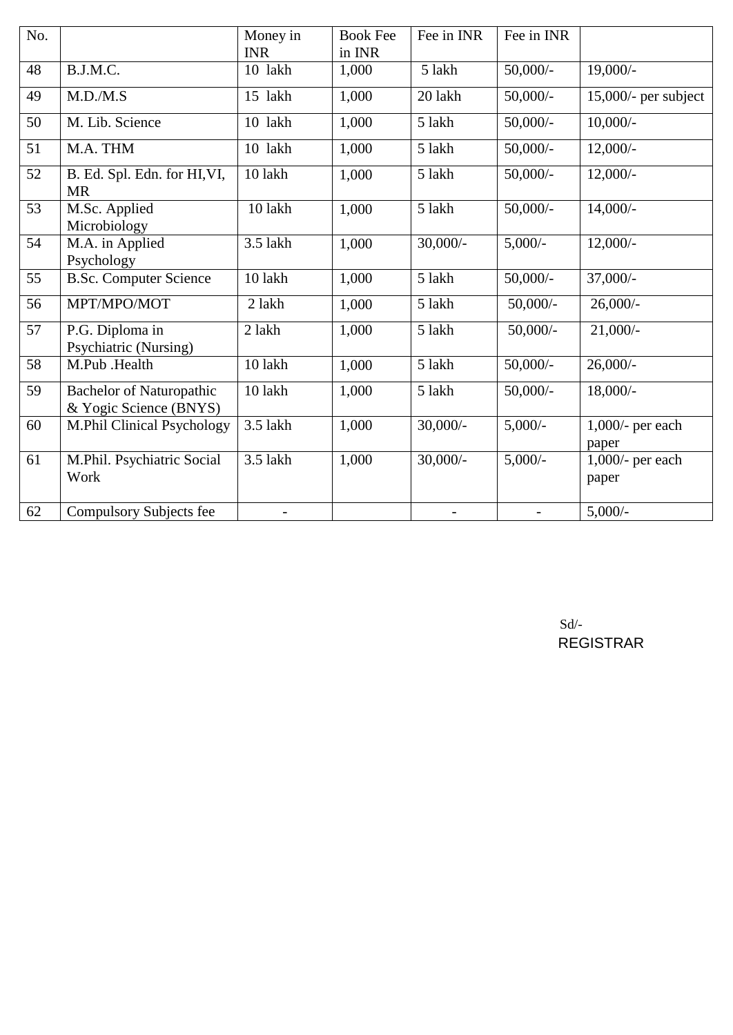| No. | | Money in INR | Book Fee in INR | Fee in INR | Fee in INR | |
|---|---|---|---|---|---|---|
| 48 | B.J.M.C. | 10 lakh | 1,000 | 5 lakh | 50,000/- | 19,000/- |
| 49 | M.D./M.S | 15 lakh | 1,000 | 20 lakh | 50,000/- | 15,000/- per subject |
| 50 | M. Lib. Science | 10 lakh | 1,000 | 5 lakh | 50,000/- | 10,000/- |
| 51 | M.A. THM | 10 lakh | 1,000 | 5 lakh | 50,000/- | 12,000/- |
| 52 | B. Ed. Spl. Edn. for HI,VI, MR | 10 lakh | 1,000 | 5 lakh | 50,000/- | 12,000/- |
| 53 | M.Sc. Applied Microbiology | 10 lakh | 1,000 | 5 lakh | 50,000/- | 14,000/- |
| 54 | M.A. in Applied Psychology | 3.5 lakh | 1,000 | 30,000/- | 5,000/- | 12,000/- |
| 55 | B.Sc. Computer Science | 10 lakh | 1,000 | 5 lakh | 50,000/- | 37,000/- |
| 56 | MPT/MPO/MOT | 2 lakh | 1,000 | 5 lakh | 50,000/- | 26,000/- |
| 57 | P.G. Diploma in Psychiatric (Nursing) | 2 lakh | 1,000 | 5 lakh | 50,000/- | 21,000/- |
| 58 | M.Pub .Health | 10 lakh | 1,000 | 5 lakh | 50,000/- | 26,000/- |
| 59 | Bachelor of Naturopathic & Yogic Science (BNYS) | 10 lakh | 1,000 | 5 lakh | 50,000/- | 18,000/- |
| 60 | M.Phil Clinical Psychology | 3.5 lakh | 1,000 | 30,000/- | 5,000/- | 1,000/- per each paper |
| 61 | M.Phil. Psychiatric Social Work | 3.5 lakh | 1,000 | 30,000/- | 5,000/- | 1,000/- per each paper |
| 62 | Compulsory Subjects fee | - | | - | - | 5,000/- |

Sd/-
REGISTRAR